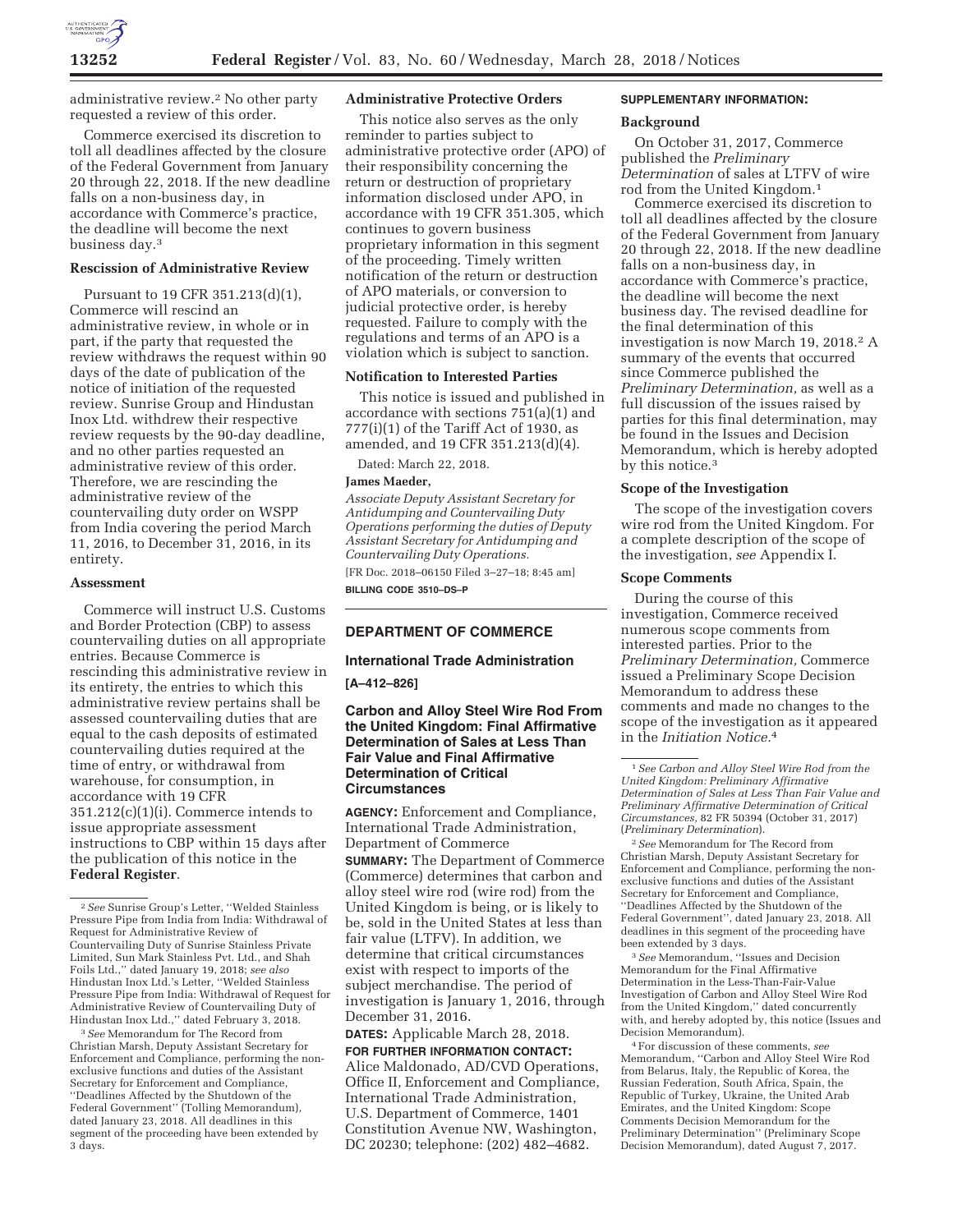administrative review.[2] No other party requested a review of this order.

Commerce exercised its discretion to toll all deadlines affected by the closure of the Federal Government from January 20 through 22, 2018. If the new deadline falls on a non-business day, in accordance with Commerce's practice, the deadline will become the next business day.[3]

### Rescission of Administrative Review

Pursuant to 19 CFR 351.213(d)(1), Commerce will rescind an administrative review, in whole or in part, if the party that requested the review withdraws the request within 90 days of the date of publication of the notice of initiation of the requested review. Sunrise Group and Hindustan Inox Ltd. withdrew their respective review requests by the 90-day deadline, and no other parties requested an administrative review of this order. Therefore, we are rescinding the administrative review of the countervailing duty order on WSPP from India covering the period March 11, 2016, to December 31, 2016, in its entirety.

### Assessment

Commerce will instruct U.S. Customs and Border Protection (CBP) to assess countervailing duties on all appropriate entries. Because Commerce is rescinding this administrative review in its entirety, the entries to which this administrative review pertains shall be assessed countervailing duties that are equal to the cash deposits of estimated countervailing duties required at the time of entry, or withdrawal from warehouse, for consumption, in accordance with 19 CFR 351.212(c)(1)(i). Commerce intends to issue appropriate assessment instructions to CBP within 15 days after the publication of this notice in the **Federal Register**.

[2] *See* Sunrise Group's Letter, "Welded Stainless Pressure Pipe from India from India: Withdrawal of Request for Administrative Review of Countervailing Duty of Sunrise Stainless Private Limited, Sun Mark Stainless Pvt. Ltd., and Shah Foils Ltd.," dated January 19, 2018; *see also* Hindustan Inox Ltd.'s Letter, "Welded Stainless Pressure Pipe from India: Withdrawal of Request for Administrative Review of Countervailing Duty of Hindustan Inox Ltd.," dated February 3, 2018.

[3] *See* Memorandum for The Record from Christian Marsh, Deputy Assistant Secretary for Enforcement and Compliance, performing the non-exclusive functions and duties of the Assistant Secretary for Enforcement and Compliance, "Deadlines Affected by the Shutdown of the Federal Government" (Tolling Memorandum), dated January 23, 2018. All deadlines in this segment of the proceeding have been extended by 3 days.

### Administrative Protective Orders

This notice also serves as the only reminder to parties subject to administrative protective order (APO) of their responsibility concerning the return or destruction of proprietary information disclosed under APO, in accordance with 19 CFR 351.305, which continues to govern business proprietary information in this segment of the proceeding. Timely written notification of the return or destruction of APO materials, or conversion to judicial protective order, is hereby requested. Failure to comply with the regulations and terms of an APO is a violation which is subject to sanction.

### Notification to Interested Parties

This notice is issued and published in accordance with sections 751(a)(1) and 777(i)(1) of the Tariff Act of 1930, as amended, and 19 CFR 351.213(d)(4).

Dated: March 22, 2018.

**James Maeder,**

*Associate Deputy Assistant Secretary for Antidumping and Countervailing Duty Operations performing the duties of Deputy Assistant Secretary for Antidumping and Countervailing Duty Operations.*

[FR Doc. 2018–06150 Filed 3–27–18; 8:45 am]

**BILLING CODE 3510–DS–P**

---

## DEPARTMENT OF COMMERCE

### International Trade Administration

**[A–412–826]**

### Carbon and Alloy Steel Wire Rod From the United Kingdom: Final Affirmative Determination of Sales at Less Than Fair Value and Final Affirmative Determination of Critical Circumstances

**AGENCY:** Enforcement and Compliance, International Trade Administration, Department of Commerce

**SUMMARY:** The Department of Commerce (Commerce) determines that carbon and alloy steel wire rod (wire rod) from the United Kingdom is being, or is likely to be, sold in the United States at less than fair value (LTFV). In addition, we determine that critical circumstances exist with respect to imports of the subject merchandise. The period of investigation is January 1, 2016, through December 31, 2016.

**DATES:** Applicable March 28, 2018.

**FOR FURTHER INFORMATION CONTACT:** Alice Maldonado, AD/CVD Operations, Office II, Enforcement and Compliance, International Trade Administration, U.S. Department of Commerce, 1401 Constitution Avenue NW, Washington, DC 20230; telephone: (202) 482–4682.

**SUPPLEMENTARY INFORMATION:**

### Background

On October 31, 2017, Commerce published the *Preliminary Determination* of sales at LTFV of wire rod from the United Kingdom.[1]

Commerce exercised its discretion to toll all deadlines affected by the closure of the Federal Government from January 20 through 22, 2018. If the new deadline falls on a non-business day, in accordance with Commerce's practice, the deadline will become the next business day. The revised deadline for the final determination of this investigation is now March 19, 2018.[2] A summary of the events that occurred since Commerce published the *Preliminary Determination,* as well as a full discussion of the issues raised by parties for this final determination, may be found in the Issues and Decision Memorandum, which is hereby adopted by this notice.[3]

### Scope of the Investigation

The scope of the investigation covers wire rod from the United Kingdom. For a complete description of the scope of the investigation, *see* Appendix I.

### Scope Comments

During the course of this investigation, Commerce received numerous scope comments from interested parties. Prior to the *Preliminary Determination,* Commerce issued a Preliminary Scope Decision Memorandum to address these comments and made no changes to the scope of the investigation as it appeared in the *Initiation Notice.*[4]

[1] *See Carbon and Alloy Steel Wire Rod from the United Kingdom: Preliminary Affirmative Determination of Sales at Less Than Fair Value and Preliminary Affirmative Determination of Critical Circumstances,* 82 FR 50394 (October 31, 2017) (*Preliminary Determination*).

[2] *See* Memorandum for The Record from Christian Marsh, Deputy Assistant Secretary for Enforcement and Compliance, performing the non-exclusive functions and duties of the Assistant Secretary for Enforcement and Compliance, "Deadlines Affected by the Shutdown of the Federal Government", dated January 23, 2018. All deadlines in this segment of the proceeding have been extended by 3 days.

[3] *See* Memorandum, "Issues and Decision Memorandum for the Final Affirmative Determination in the Less-Than-Fair-Value Investigation of Carbon and Alloy Steel Wire Rod from the United Kingdom," dated concurrently with, and hereby adopted by, this notice (Issues and Decision Memorandum).

[4] For discussion of these comments, *see* Memorandum, "Carbon and Alloy Steel Wire Rod from Belarus, Italy, the Republic of Korea, the Russian Federation, South Africa, Spain, the Republic of Turkey, Ukraine, the United Arab Emirates, and the United Kingdom: Scope Comments Decision Memorandum for the Preliminary Determination" (Preliminary Scope Decision Memorandum), dated August 7, 2017.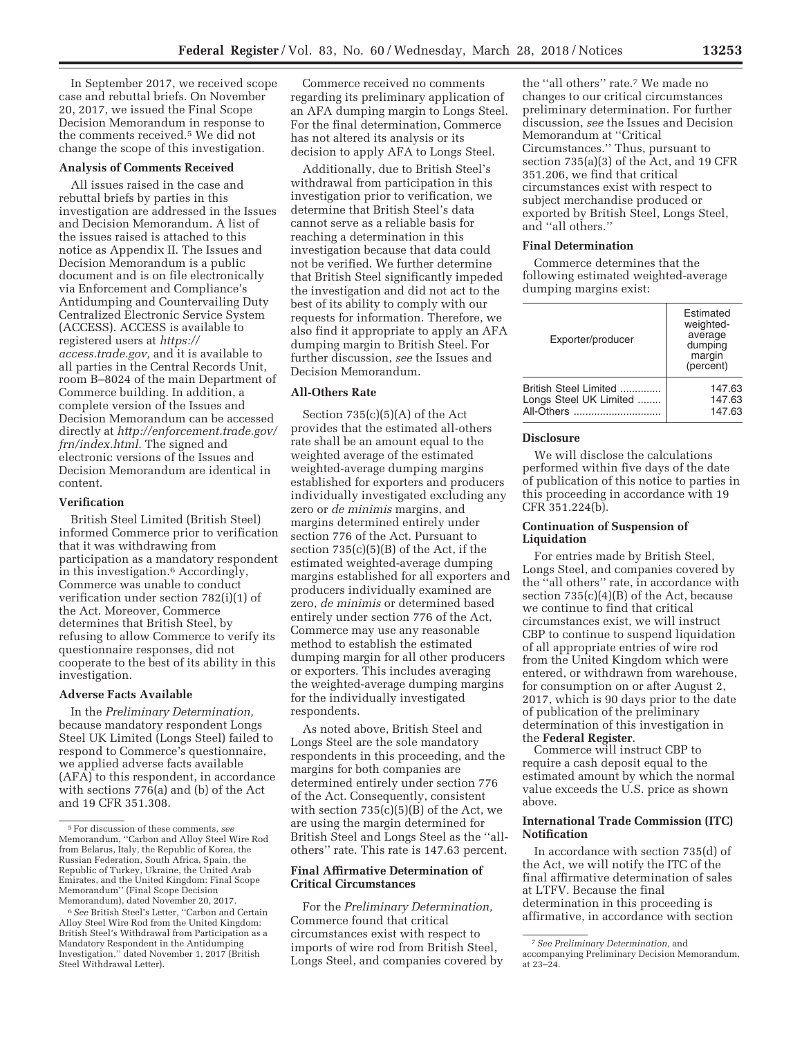In September 2017, we received scope case and rebuttal briefs. On November 20, 2017, we issued the Final Scope Decision Memorandum in response to the comments received.[5] We did not change the scope of this investigation.

### Analysis of Comments Received

All issues raised in the case and rebuttal briefs by parties in this investigation are addressed in the Issues and Decision Memorandum. A list of the issues raised is attached to this notice as Appendix II. The Issues and Decision Memorandum is a public document and is on file electronically via Enforcement and Compliance's Antidumping and Countervailing Duty Centralized Electronic Service System (ACCESS). ACCESS is available to registered users at *https://access.trade.gov,* and it is available to all parties in the Central Records Unit, room B–8024 of the main Department of Commerce building. In addition, a complete version of the Issues and Decision Memorandum can be accessed directly at *http://enforcement.trade.gov/frn/index.html.* The signed and electronic versions of the Issues and Decision Memorandum are identical in content.

### Verification

British Steel Limited (British Steel) informed Commerce prior to verification that it was withdrawing from participation as a mandatory respondent in this investigation.[6] Accordingly, Commerce was unable to conduct verification under section 782(i)(1) of the Act. Moreover, Commerce determines that British Steel, by refusing to allow Commerce to verify its questionnaire responses, did not cooperate to the best of its ability in this investigation.

### Adverse Facts Available

In the *Preliminary Determination,* because mandatory respondent Longs Steel UK Limited (Longs Steel) failed to respond to Commerce's questionnaire, we applied adverse facts available (AFA) to this respondent, in accordance with sections 776(a) and (b) of the Act and 19 CFR 351.308.

Commerce received no comments regarding its preliminary application of an AFA dumping margin to Longs Steel. For the final determination, Commerce has not altered its analysis or its decision to apply AFA to Longs Steel.

Additionally, due to British Steel's withdrawal from participation in this investigation prior to verification, we determine that British Steel's data cannot serve as a reliable basis for reaching a determination in this investigation because that data could not be verified. We further determine that British Steel significantly impeded the investigation and did not act to the best of its ability to comply with our requests for information. Therefore, we also find it appropriate to apply an AFA dumping margin to British Steel. For further discussion, *see* the Issues and Decision Memorandum.

### All-Others Rate

Section 735(c)(5)(A) of the Act provides that the estimated all-others rate shall be an amount equal to the weighted average of the estimated weighted-average dumping margins established for exporters and producers individually investigated excluding any zero or *de minimis* margins, and margins determined entirely under section 776 of the Act. Pursuant to section 735(c)(5)(B) of the Act, if the estimated weighted-average dumping margins established for all exporters and producers individually examined are zero, *de minimis* or determined based entirely under section 776 of the Act, Commerce may use any reasonable method to establish the estimated dumping margin for all other producers or exporters. This includes averaging the weighted-average dumping margins for the individually investigated respondents.

As noted above, British Steel and Longs Steel are the sole mandatory respondents in this proceeding, and the margins for both companies are determined entirely under section 776 of the Act. Consequently, consistent with section 735(c)(5)(B) of the Act, we are using the margin determined for British Steel and Longs Steel as the "all-others" rate. This rate is 147.63 percent.

### Final Affirmative Determination of Critical Circumstances

For the *Preliminary Determination,* Commerce found that critical circumstances exist with respect to imports of wire rod from British Steel, Longs Steel, and companies covered by the "all others" rate.[7] We made no changes to our critical circumstances preliminary determination. For further discussion, *see* the Issues and Decision Memorandum at "Critical Circumstances." Thus, pursuant to section 735(a)(3) of the Act, and 19 CFR 351.206, we find that critical circumstances exist with respect to subject merchandise produced or exported by British Steel, Longs Steel, and "all others."

### Final Determination

Commerce determines that the following estimated weighted-average dumping margins exist:

| Exporter/producer | Estimated weighted-average dumping margin (percent) |
|---|---|
| British Steel Limited | 147.63 |
| Longs Steel UK Limited | 147.63 |
| All-Others | 147.63 |

### Disclosure

We will disclose the calculations performed within five days of the date of publication of this notice to parties in this proceeding in accordance with 19 CFR 351.224(b).

### Continuation of Suspension of Liquidation

For entries made by British Steel, Longs Steel, and companies covered by the "all others" rate, in accordance with section 735(c)(4)(B) of the Act, because we continue to find that critical circumstances exist, we will instruct CBP to continue to suspend liquidation of all appropriate entries of wire rod from the United Kingdom which were entered, or withdrawn from warehouse, for consumption on or after August 2, 2017, which is 90 days prior to the date of publication of the preliminary determination of this investigation in the **Federal Register**.

Commerce will instruct CBP to require a cash deposit equal to the estimated amount by which the normal value exceeds the U.S. price as shown above.

### International Trade Commission (ITC) Notification

In accordance with section 735(d) of the Act, we will notify the ITC of the final affirmative determination of sales at LTFV. Because the final determination in this proceeding is affirmative, in accordance with section

---

[5] For discussion of these comments, *see* Memorandum, "Carbon and Alloy Steel Wire Rod from Belarus, Italy, the Republic of Korea, the Russian Federation, South Africa, Spain, the Republic of Turkey, Ukraine, the United Arab Emirates, and the United Kingdom: Final Scope Memorandum" (Final Scope Decision Memorandum), dated November 20, 2017.

[6] *See* British Steel's Letter, "Carbon and Certain Alloy Steel Wire Rod from the United Kingdom: British Steel's Withdrawal from Participation as a Mandatory Respondent in the Antidumping Investigation," dated November 1, 2017 (British Steel Withdrawal Letter).

[7] *See Preliminary Determination,* and accompanying Preliminary Decision Memorandum, at 23–24.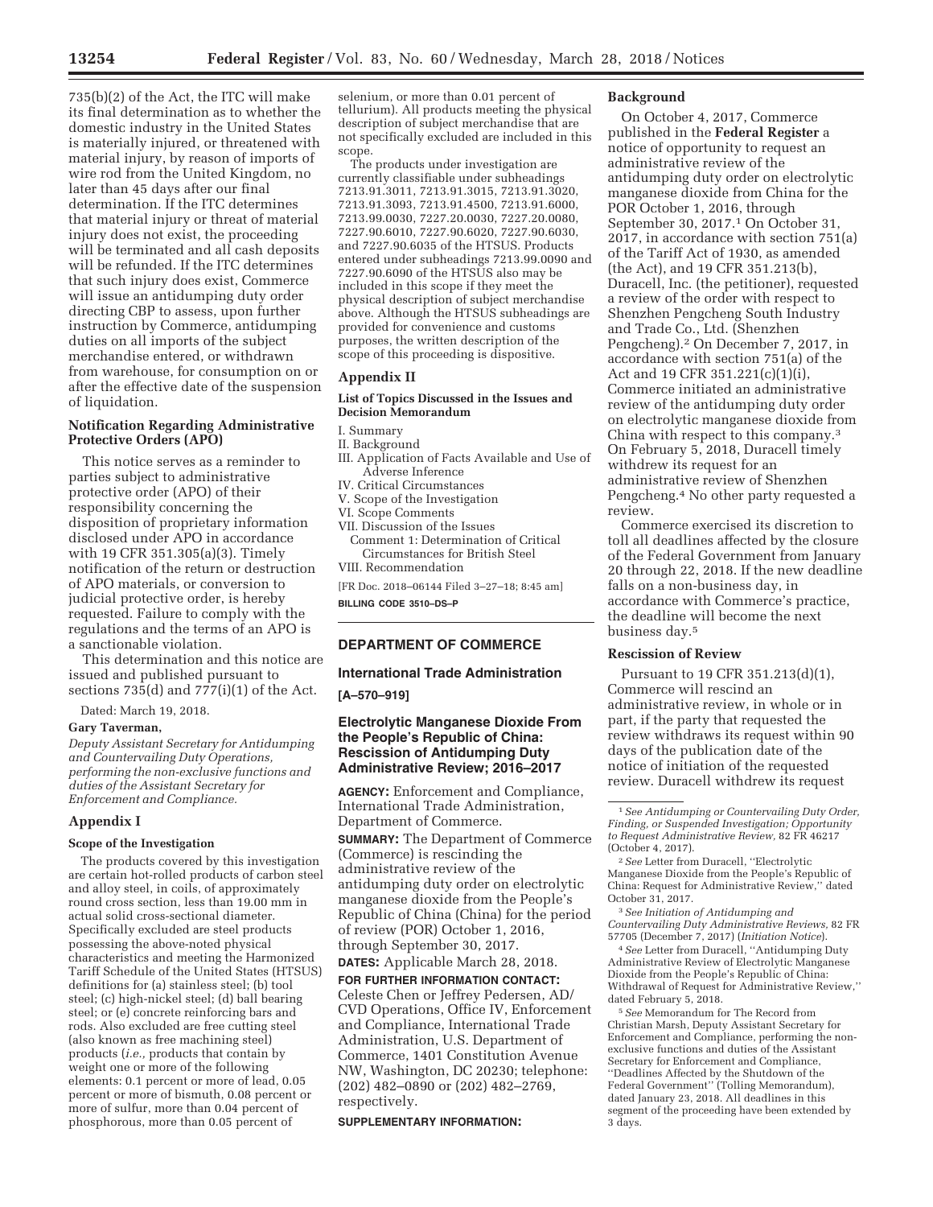735(b)(2) of the Act, the ITC will make its final determination as to whether the domestic industry in the United States is materially injured, or threatened with material injury, by reason of imports of wire rod from the United Kingdom, no later than 45 days after our final determination. If the ITC determines that material injury or threat of material injury does not exist, the proceeding will be terminated and all cash deposits will be refunded. If the ITC determines that such injury does exist, Commerce will issue an antidumping duty order directing CBP to assess, upon further instruction by Commerce, antidumping duties on all imports of the subject merchandise entered, or withdrawn from warehouse, for consumption on or after the effective date of the suspension of liquidation.

### Notification Regarding Administrative Protective Orders (APO)

This notice serves as a reminder to parties subject to administrative protective order (APO) of their responsibility concerning the disposition of proprietary information disclosed under APO in accordance with 19 CFR 351.305(a)(3). Timely notification of the return or destruction of APO materials, or conversion to judicial protective order, is hereby requested. Failure to comply with the regulations and the terms of an APO is a sanctionable violation.

This determination and this notice are issued and published pursuant to sections 735(d) and 777(i)(1) of the Act.

Dated: March 19, 2018.

**Gary Taverman,**

*Deputy Assistant Secretary for Antidumping and Countervailing Duty Operations, performing the non-exclusive functions and duties of the Assistant Secretary for Enforcement and Compliance.*

### Appendix I

#### Scope of the Investigation

The products covered by this investigation are certain hot-rolled products of carbon steel and alloy steel, in coils, of approximately round cross section, less than 19.00 mm in actual solid cross-sectional diameter. Specifically excluded are steel products possessing the above-noted physical characteristics and meeting the Harmonized Tariff Schedule of the United States (HTSUS) definitions for (a) stainless steel; (b) tool steel; (c) high-nickel steel; (d) ball bearing steel; or (e) concrete reinforcing bars and rods. Also excluded are free cutting steel (also known as free machining steel) products (*i.e.,* products that contain by weight one or more of the following elements: 0.1 percent or more of lead, 0.05 percent or more of bismuth, 0.08 percent or more of sulfur, more than 0.04 percent of phosphorous, more than 0.05 percent of selenium, or more than 0.01 percent of tellurium). All products meeting the physical description of subject merchandise that are not specifically excluded are included in this scope.

The products under investigation are currently classifiable under subheadings 7213.91.3011, 7213.91.3015, 7213.91.3020, 7213.91.3093, 7213.91.4500, 7213.91.6000, 7213.99.0030, 7227.20.0030, 7227.20.0080, 7227.90.6010, 7227.90.6020, 7227.90.6030, and 7227.90.6035 of the HTSUS. Products entered under subheadings 7213.99.0090 and 7227.90.6090 of the HTSUS also may be included in this scope if they meet the physical description of subject merchandise above. Although the HTSUS subheadings are provided for convenience and customs purposes, the written description of the scope of this proceeding is dispositive.

### Appendix II

#### List of Topics Discussed in the Issues and Decision Memorandum

I. Summary
II. Background
III. Application of Facts Available and Use of Adverse Inference
IV. Critical Circumstances
V. Scope of the Investigation
VI. Scope Comments
VII. Discussion of the Issues
Comment 1: Determination of Critical Circumstances for British Steel
VIII. Recommendation

[FR Doc. 2018–06144 Filed 3–27–18; 8:45 am]

**BILLING CODE 3510–DS–P**

## DEPARTMENT OF COMMERCE

### International Trade Administration

**[A–570–919]**

### Electrolytic Manganese Dioxide From the People's Republic of China: Rescission of Antidumping Duty Administrative Review; 2016–2017

**AGENCY:** Enforcement and Compliance, International Trade Administration, Department of Commerce.

**SUMMARY:** The Department of Commerce (Commerce) is rescinding the administrative review of the antidumping duty order on electrolytic manganese dioxide from the People's Republic of China (China) for the period of review (POR) October 1, 2016, through September 30, 2017.

**DATES:** Applicable March 28, 2018.

**FOR FURTHER INFORMATION CONTACT:** Celeste Chen or Jeffrey Pedersen, AD/CVD Operations, Office IV, Enforcement and Compliance, International Trade Administration, U.S. Department of Commerce, 1401 Constitution Avenue NW, Washington, DC 20230; telephone: (202) 482–0890 or (202) 482–2769, respectively.

**SUPPLEMENTARY INFORMATION:**

### Background

On October 4, 2017, Commerce published in the **Federal Register** a notice of opportunity to request an administrative review of the antidumping duty order on electrolytic manganese dioxide from China for the POR October 1, 2016, through September 30, 2017.[1] On October 31, 2017, in accordance with section 751(a) of the Tariff Act of 1930, as amended (the Act), and 19 CFR 351.213(b), Duracell, Inc. (the petitioner), requested a review of the order with respect to Shenzhen Pengcheng South Industry and Trade Co., Ltd. (Shenzhen Pengcheng).[2] On December 7, 2017, in accordance with section 751(a) of the Act and 19 CFR 351.221(c)(1)(i), Commerce initiated an administrative review of the antidumping duty order on electrolytic manganese dioxide from China with respect to this company.[3] On February 5, 2018, Duracell timely withdrew its request for an administrative review of Shenzhen Pengcheng.[4] No other party requested a review.

Commerce exercised its discretion to toll all deadlines affected by the closure of the Federal Government from January 20 through 22, 2018. If the new deadline falls on a non-business day, in accordance with Commerce's practice, the deadline will become the next business day.[5]

### Rescission of Review

Pursuant to 19 CFR 351.213(d)(1), Commerce will rescind an administrative review, in whole or in part, if the party that requested the review withdraws its request within 90 days of the publication date of the notice of initiation of the requested review. Duracell withdrew its request

[1] *See Antidumping or Countervailing Duty Order, Finding, or Suspended Investigation; Opportunity to Request Administrative Review,* 82 FR 46217 (October 4, 2017).

[2] *See* Letter from Duracell, "Electrolytic Manganese Dioxide from the People's Republic of China: Request for Administrative Review," dated October 31, 2017.

[3] *See Initiation of Antidumping and Countervailing Duty Administrative Reviews,* 82 FR 57705 (December 7, 2017) (*Initiation Notice*).

[4] *See* Letter from Duracell, "Antidumping Duty Administrative Review of Electrolytic Manganese Dioxide from the People's Republic of China: Withdrawal of Request for Administrative Review," dated February 5, 2018.

[5] *See* Memorandum for The Record from Christian Marsh, Deputy Assistant Secretary for Enforcement and Compliance, performing the non-exclusive functions and duties of the Assistant Secretary for Enforcement and Compliance, "Deadlines Affected by the Shutdown of the Federal Government" (Tolling Memorandum), dated January 23, 2018. All deadlines in this segment of the proceeding have been extended by 3 days.